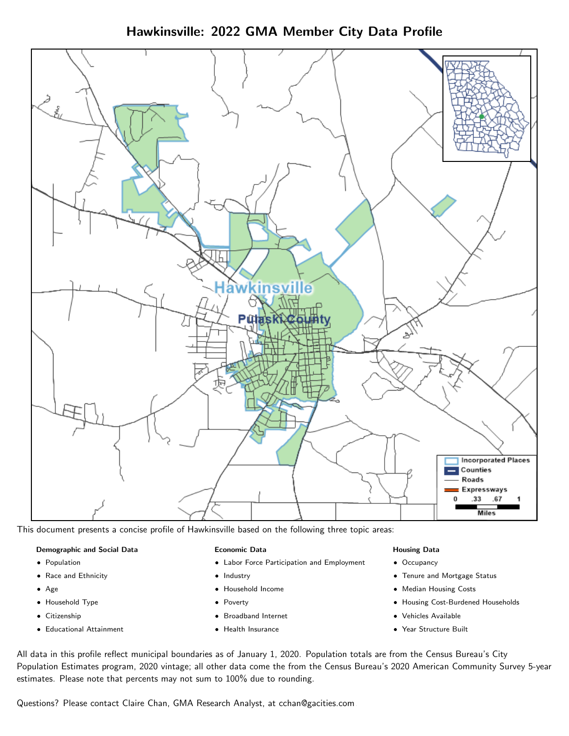# Hawkinsville: 2022 GMA Member City Data Profile

This document presents a concise profile of Hawkinsville based on the following three topic areas:

**Demographic and Social Data**

- Population
- Race and Ethnicity
- Age
- Household Type
- Citizenship
- Educational Attainment

**Economic Data**

- Labor Force Participation and Employment
- Industry
- Household Income
- Poverty
- Broadband Internet
- Health Insurance

**Housing Data**

- Occupancy
- Tenure and Mortgage Status
- Median Housing Costs
- Housing Cost-Burdened Households
- Vehicles Available
- Year Structure Built

All data in this profile reflect municipal boundaries as of January 1, 2020. Population totals are from the Census Bureau's City Population Estimates program, 2020 vintage; all other data come the from the Census Bureau's 2020 American Community Survey 5-year estimates. Please note that percents may not sum to 100% due to rounding.

Questions? Please contact Claire Chan, GMA Research Analyst, at cchan@gacities.com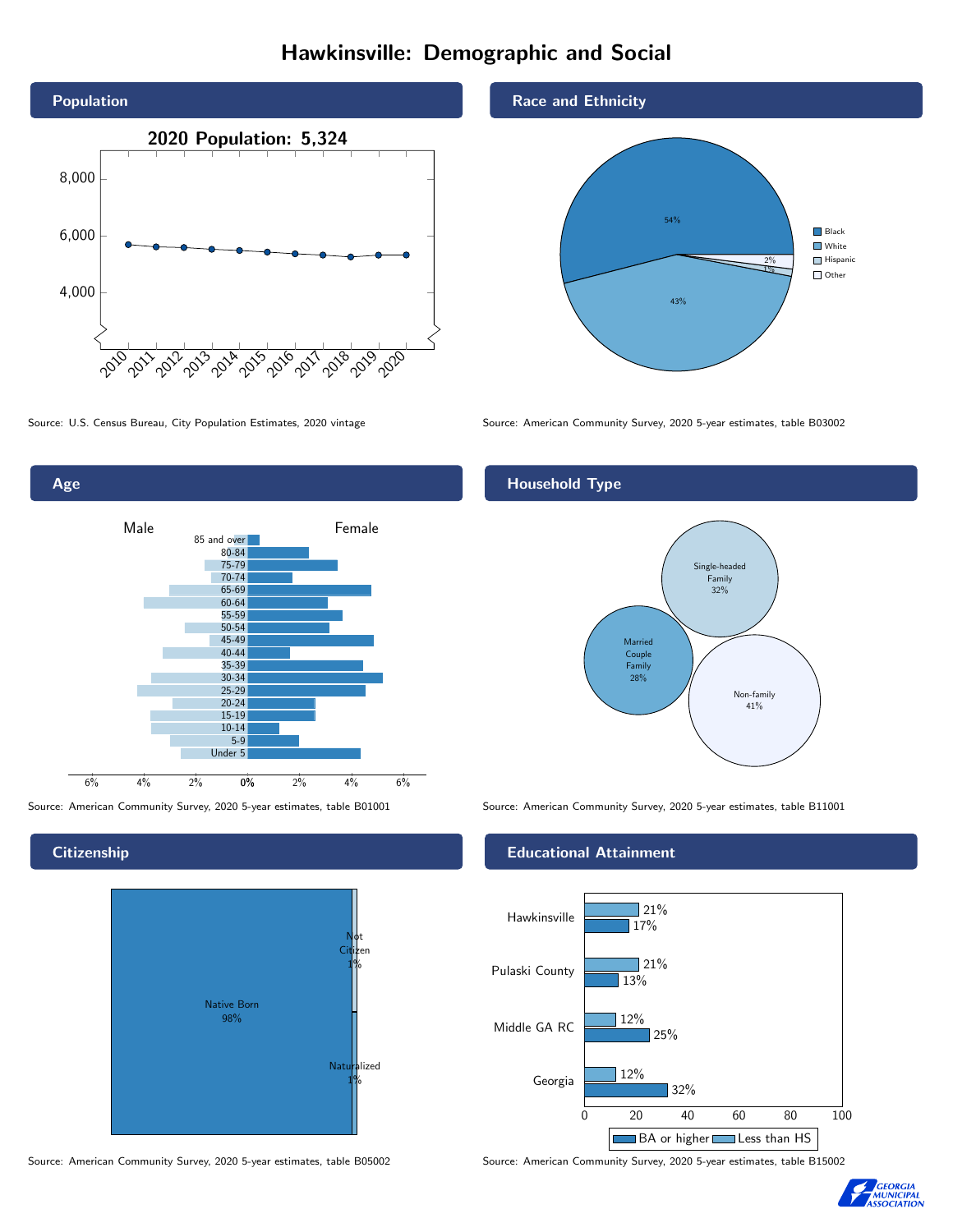# Hawkinsville: Demographic and Social

## Population

**2020 Population: 5,324**

Source: U.S. Census Bureau, City Population Estimates, 2020 vintage

## Race and Ethnicity

- Black: 54%
- White: 43%
- Hispanic: 2%
- Other: 1%

Source: American Community Survey, 2020 5-year estimates, table B03002

## Age

Source: American Community Survey, 2020 5-year estimates, table B01001

## Household Type

- Single-headed Family: 32%
- Married Couple Family: 28%
- Non-family: 41%

Source: American Community Survey, 2020 5-year estimates, table B11001

## Citizenship

- Native Born: 98%
- Not Citizen: 1%
- Naturalized: 1%

Source: American Community Survey, 2020 5-year estimates, table B05002

## Educational Attainment

| | Less than HS | BA or higher |
|---|---|---|
| Hawkinsville | 21% | 17% |
| Pulaski County | 21% | 13% |
| Middle GA RC | 12% | 25% |
| Georgia | 12% | 32% |

Source: American Community Survey, 2020 5-year estimates, table B15002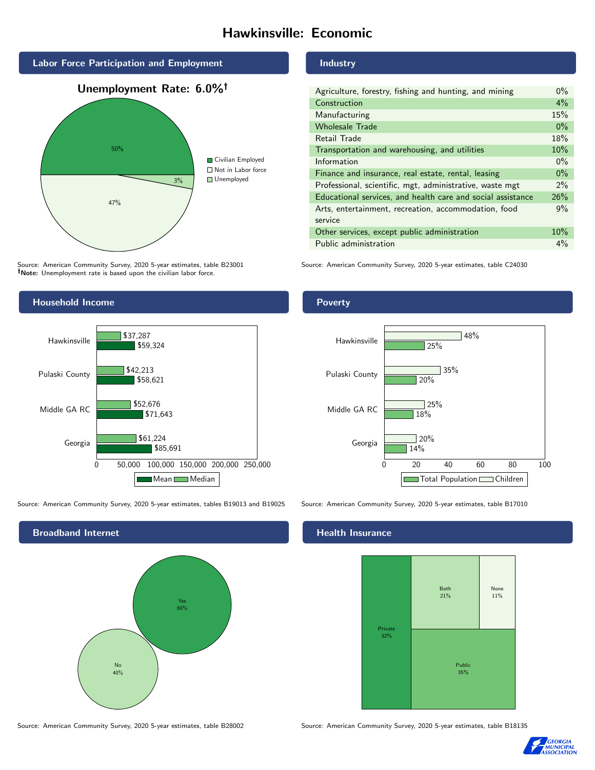# Hawkinsville: Economic

## Labor Force Participation and Employment

**Unemployment Rate: 6.0%†**

| Category | Percent |
|---|---|
| Civilian Employed | 50% |
| Not in Labor force | 47% |
| Unemployed | 3% |

Source: American Community Survey, 2020 5-year estimates, table B23001
**†Note:** Unemployment rate is based upon the civilian labor force.

## Industry

| Industry | Percent |
|---|---|
| Agriculture, forestry, fishing and hunting, and mining | 0% |
| Construction | 4% |
| Manufacturing | 15% |
| Wholesale Trade | 0% |
| Retail Trade | 18% |
| Transportation and warehousing, and utilities | 10% |
| Information | 0% |
| Finance and insurance, real estate, rental, leasing | 0% |
| Professional, scientific, mgt, administrative, waste mgt | 2% |
| Educational services, and health care and social assistance | 26% |
| Arts, entertainment, recreation, accommodation, food service | 9% |
| Other services, except public administration | 10% |
| Public administration | 4% |

Source: American Community Survey, 2020 5-year estimates, table C24030

## Household Income

| Area | Median | Mean |
|---|---|---|
| Hawkinsville | $37,287 | $59,324 |
| Pulaski County | $42,213 | $58,621 |
| Middle GA RC | $52,676 | $71,643 |
| Georgia | $61,224 | $85,691 |

Source: American Community Survey, 2020 5-year estimates, tables B19013 and B19025

## Poverty

| Area | Children | Total Population |
|---|---|---|
| Hawkinsville | 48% | 25% |
| Pulaski County | 35% | 20% |
| Middle GA RC | 25% | 18% |
| Georgia | 20% | 14% |

Source: American Community Survey, 2020 5-year estimates, table B17010

## Broadband Internet

| Response | Percent |
|---|---|
| Yes | 60% |
| No | 40% |

Source: American Community Survey, 2020 5-year estimates, table B28002

## Health Insurance

| Type | Percent |
|---|---|
| Private | 32% |
| Both | 21% |
| None | 11% |
| Public | 35% |

Source: American Community Survey, 2020 5-year estimates, table B18135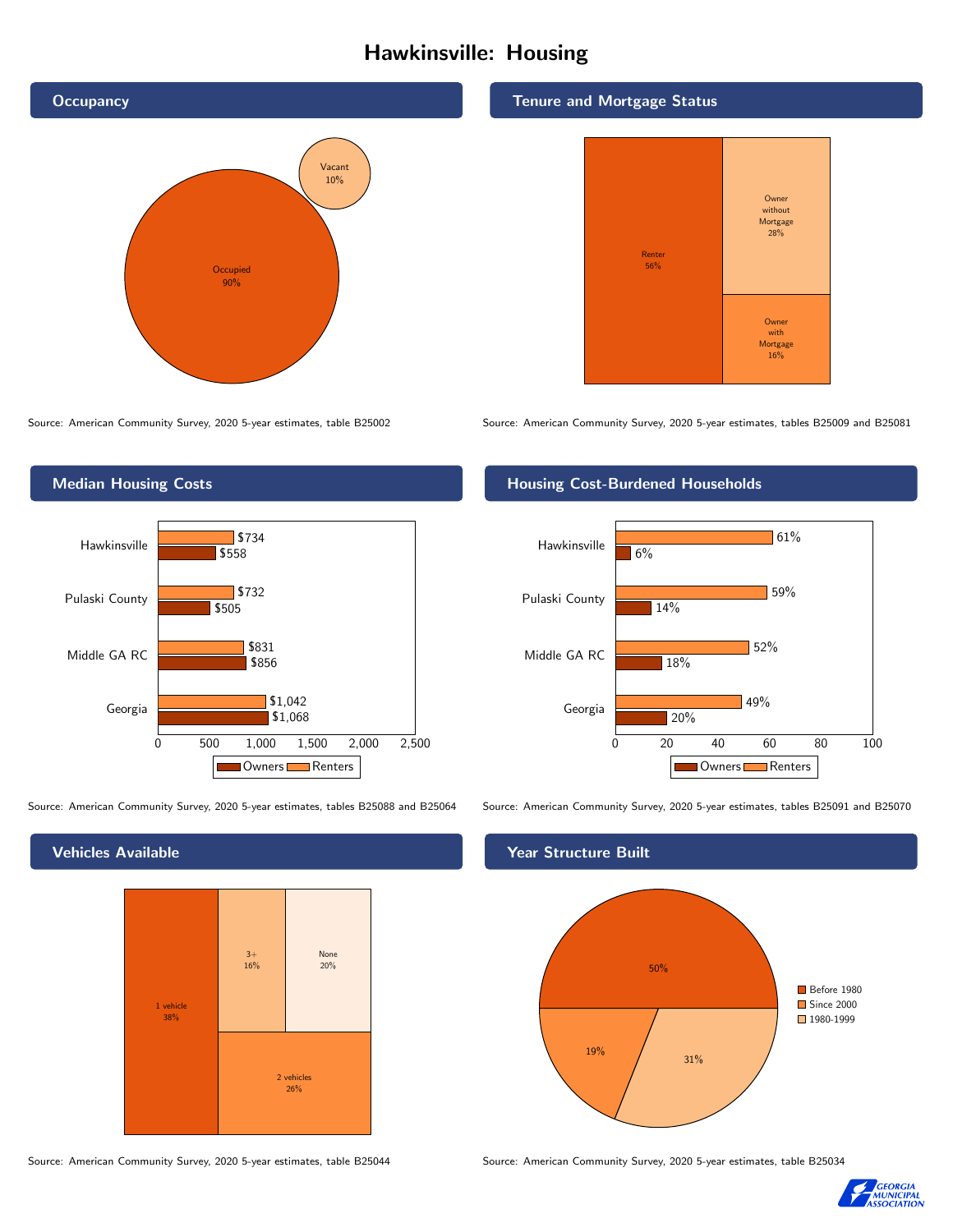# Hawkinsville: Housing

## Occupancy

Vacant
10%

Occupied
90%

Source: American Community Survey, 2020 5-year estimates, table B25002

## Tenure and Mortgage Status

Renter
56%

Owner without Mortgage
28%

Owner with Mortgage
16%

Source: American Community Survey, 2020 5-year estimates, tables B25009 and B25081

## Median Housing Costs

Hawkinsville
$734
$558

Pulaski County
$732
$505

Middle GA RC
$831
$856

Georgia
$1,042
$1,068

0 500 1,000 1,500 2,000 2,500

Owners Renters

Source: American Community Survey, 2020 5-year estimates, tables B25088 and B25064

## Housing Cost-Burdened Households

Hawkinsville
61%
6%

Pulaski County
59%
14%

Middle GA RC
52%
18%

Georgia
49%
20%

0 20 40 60 80 100

Owners Renters

Source: American Community Survey, 2020 5-year estimates, tables B25091 and B25070

## Vehicles Available

1 vehicle
38%

3+
16%

None
20%

2 vehicles
26%

Source: American Community Survey, 2020 5-year estimates, table B25044

## Year Structure Built

50%

19%

31%

Before 1980
Since 2000
1980-1999

Source: American Community Survey, 2020 5-year estimates, table B25034